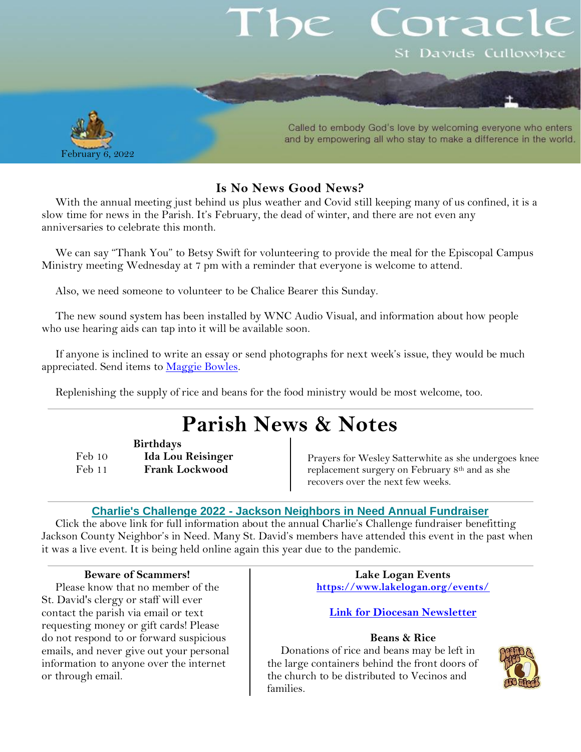# The Coracle

St Davids Cullowhee

February 6, 2022

Called to embody God's love by welcoming everyone who enters and by empowering all who stay to make a difference in the world.

## Is No News Good News?

With the annual meeting just behind us plus weather and Covid still keeping many of us confined, it is a slow time for news in the Parish. It's February, the dead of winter, and there are not even any anniversaries to celebrate this month.

We can say "Thank You" to Betsy Swift for volunteering to provide the meal for the Episcopal Campus Ministry meeting Wednesday at 7 pm with a reminder that everyone is welcome to attend.

Also, we need someone to volunteer to be Chalice Bearer this Sunday.

The new sound system has been installed by WNC Audio Visual, and information about how people who use hearing aids can tap into it will be available soon.

If anyone is inclined to write an essay or send photographs for next week's issue, they would be much appreciated. Send items to Maggie Bowles.

Replenishing the supply of rice and beans for the food ministry would be most welcome, too.

# Parish News & Notes

**Birthdays**

| | |
|---|---|
| Feb 10 | **Ida Lou Reisinger** |
| Feb 11 | **Frank Lockwood** |

Prayers for Wesley Satterwhite as she undergoes knee replacement surgery on February 8th and as she recovers over the next few weeks.

### Charlie's Challenge 2022 - Jackson Neighbors in Need Annual Fundraiser

Click the above link for full information about the annual Charlie's Challenge fundraiser benefitting Jackson County Neighbor's in Need. Many St. David's members have attended this event in the past when it was a live event. It is being held online again this year due to the pandemic.

**Beware of Scammers!**

Please know that no member of the St. David's clergy or staff will ever contact the parish via email or text requesting money or gift cards! Please do not respond to or forward suspicious emails, and never give out your personal information to anyone over the internet or through email.

**Lake Logan Events**

https://www.lakelogan.org/events/

**Link for Diocesan Newsletter**

**Beans & Rice**

Donations of rice and beans may be left in the large containers behind the front doors of the church to be distributed to Vecinos and families.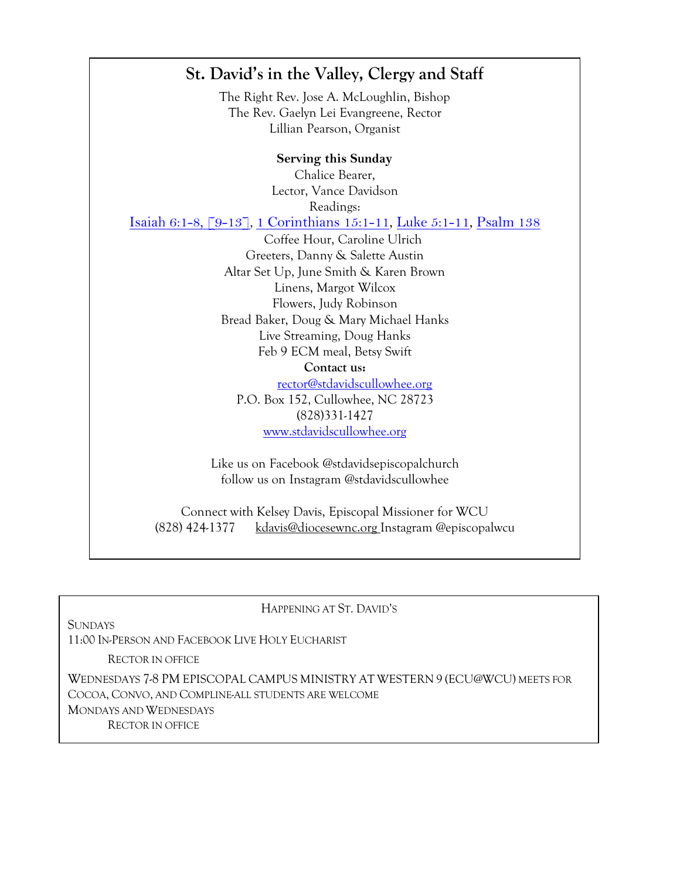## St. David's in the Valley, Clergy and Staff

The Right Rev. Jose A. McLoughlin, Bishop
The Rev. Gaelyn Lei Evangreene, Rector
Lillian Pearson, Organist

**Serving this Sunday**

Chalice Bearer,
Lector, Vance Davidson
Readings:
Isaiah 6:1-8, [9-13], 1 Corinthians 15:1-11, Luke 5:1-11, Psalm 138
Coffee Hour, Caroline Ulrich
Greeters, Danny & Salette Austin
Altar Set Up, June Smith & Karen Brown
Linens, Margot Wilcox
Flowers, Judy Robinson
Bread Baker, Doug & Mary Michael Hanks
Live Streaming, Doug Hanks
Feb 9 ECM meal, Betsy Swift

**Contact us:**

rector@stdavidscullowhee.org
P.O. Box 152, Cullowhee, NC 28723
(828)331-1427
www.stdavidscullowhee.org

Like us on Facebook @stdavidsepiscopalchurch
follow us on Instagram @stdavidscullowhee

Connect with Kelsey Davis, Episcopal Missioner for WCU
(828) 424-1377 kdavis@diocesewnc.org Instagram @episcopalwcu

---

HAPPENING AT ST. DAVID'S

SUNDAYS
11:00 IN-PERSON AND FACEBOOK LIVE HOLY EUCHARIST
RECTOR IN OFFICE

WEDNESDAYS 7-8 PM EPISCOPAL CAMPUS MINISTRY AT WESTERN 9 (ECU@WCU) MEETS FOR COCOA, CONVO, AND COMPLINE-ALL STUDENTS ARE WELCOME

MONDAYS AND WEDNESDAYS
RECTOR IN OFFICE